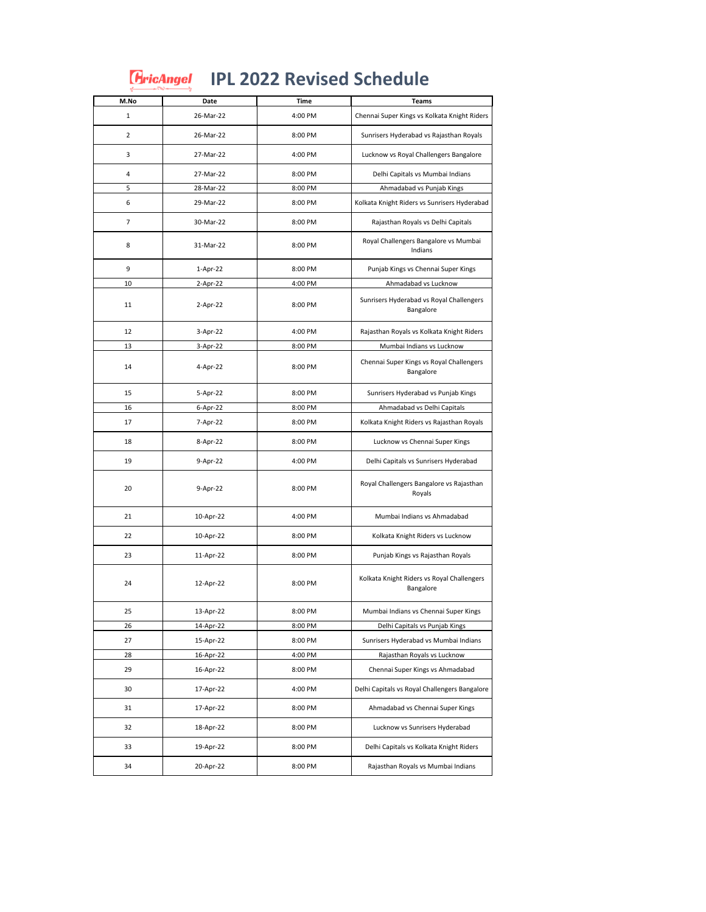# CricAngel IPL 2022 Revised Schedule

| M.No | Date | Time | Teams |
|---|---|---|---|
| 1 | 26-Mar-22 | 4:00 PM | Chennai Super Kings vs Kolkata Knight Riders |
| 2 | 26-Mar-22 | 8:00 PM | Sunrisers Hyderabad vs Rajasthan Royals |
| 3 | 27-Mar-22 | 4:00 PM | Lucknow vs Royal Challengers Bangalore |
| 4 | 27-Mar-22 | 8:00 PM | Delhi Capitals vs Mumbai Indians |
| 5 | 28-Mar-22 | 8:00 PM | Ahmadabad vs Punjab Kings |
| 6 | 29-Mar-22 | 8:00 PM | Kolkata Knight Riders vs Sunrisers Hyderabad |
| 7 | 30-Mar-22 | 8:00 PM | Rajasthan Royals vs Delhi Capitals |
| 8 | 31-Mar-22 | 8:00 PM | Royal Challengers Bangalore vs Mumbai Indians |
| 9 | 1-Apr-22 | 8:00 PM | Punjab Kings vs Chennai Super Kings |
| 10 | 2-Apr-22 | 4:00 PM | Ahmadabad vs Lucknow |
| 11 | 2-Apr-22 | 8:00 PM | Sunrisers Hyderabad vs Royal Challengers Bangalore |
| 12 | 3-Apr-22 | 4:00 PM | Rajasthan Royals vs Kolkata Knight Riders |
| 13 | 3-Apr-22 | 8:00 PM | Mumbai Indians vs Lucknow |
| 14 | 4-Apr-22 | 8:00 PM | Chennai Super Kings vs Royal Challengers Bangalore |
| 15 | 5-Apr-22 | 8:00 PM | Sunrisers Hyderabad vs Punjab Kings |
| 16 | 6-Apr-22 | 8:00 PM | Ahmadabad vs Delhi Capitals |
| 17 | 7-Apr-22 | 8:00 PM | Kolkata Knight Riders vs Rajasthan Royals |
| 18 | 8-Apr-22 | 8:00 PM | Lucknow vs Chennai Super Kings |
| 19 | 9-Apr-22 | 4:00 PM | Delhi Capitals vs Sunrisers Hyderabad |
| 20 | 9-Apr-22 | 8:00 PM | Royal Challengers Bangalore vs Rajasthan Royals |
| 21 | 10-Apr-22 | 4:00 PM | Mumbai Indians vs Ahmadabad |
| 22 | 10-Apr-22 | 8:00 PM | Kolkata Knight Riders vs Lucknow |
| 23 | 11-Apr-22 | 8:00 PM | Punjab Kings vs Rajasthan Royals |
| 24 | 12-Apr-22 | 8:00 PM | Kolkata Knight Riders vs Royal Challengers Bangalore |
| 25 | 13-Apr-22 | 8:00 PM | Mumbai Indians vs Chennai Super Kings |
| 26 | 14-Apr-22 | 8:00 PM | Delhi Capitals vs Punjab Kings |
| 27 | 15-Apr-22 | 8:00 PM | Sunrisers Hyderabad vs Mumbai Indians |
| 28 | 16-Apr-22 | 4:00 PM | Rajasthan Royals vs Lucknow |
| 29 | 16-Apr-22 | 8:00 PM | Chennai Super Kings vs Ahmadabad |
| 30 | 17-Apr-22 | 4:00 PM | Delhi Capitals vs Royal Challengers Bangalore |
| 31 | 17-Apr-22 | 8:00 PM | Ahmadabad vs Chennai Super Kings |
| 32 | 18-Apr-22 | 8:00 PM | Lucknow vs Sunrisers Hyderabad |
| 33 | 19-Apr-22 | 8:00 PM | Delhi Capitals vs Kolkata Knight Riders |
| 34 | 20-Apr-22 | 8:00 PM | Rajasthan Royals vs Mumbai Indians |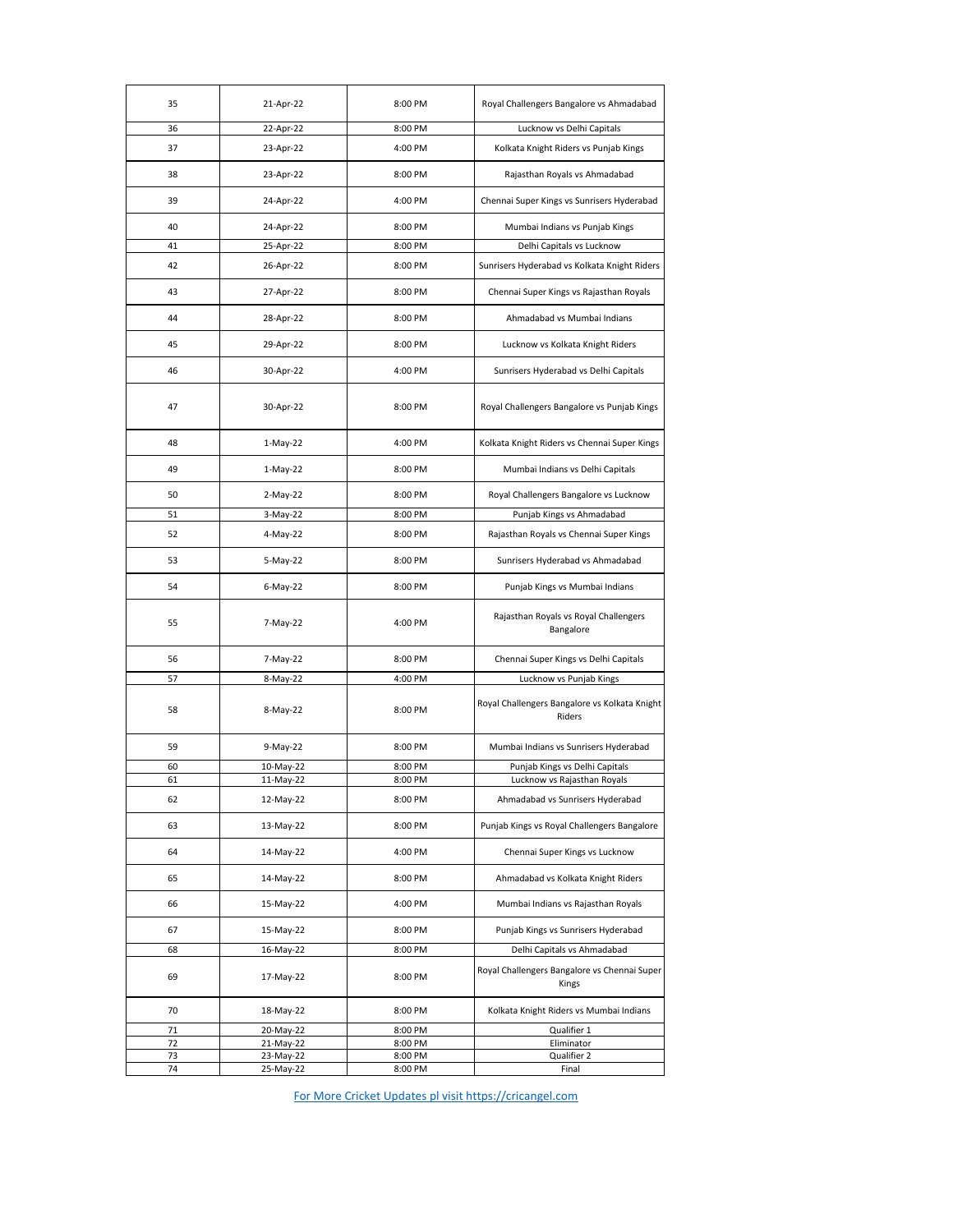| | | | |
|---|---|---|---|
| 35 | 21-Apr-22 | 8:00 PM | Royal Challengers Bangalore vs Ahmadabad |
| 36 | 22-Apr-22 | 8:00 PM | Lucknow vs Delhi Capitals |
| 37 | 23-Apr-22 | 4:00 PM | Kolkata Knight Riders vs Punjab Kings |
| 38 | 23-Apr-22 | 8:00 PM | Rajasthan Royals vs Ahmadabad |
| 39 | 24-Apr-22 | 4:00 PM | Chennai Super Kings vs Sunrisers Hyderabad |
| 40 | 24-Apr-22 | 8:00 PM | Mumbai Indians vs Punjab Kings |
| 41 | 25-Apr-22 | 8:00 PM | Delhi Capitals vs Lucknow |
| 42 | 26-Apr-22 | 8:00 PM | Sunrisers Hyderabad vs Kolkata Knight Riders |
| 43 | 27-Apr-22 | 8:00 PM | Chennai Super Kings vs Rajasthan Royals |
| 44 | 28-Apr-22 | 8:00 PM | Ahmadabad vs Mumbai Indians |
| 45 | 29-Apr-22 | 8:00 PM | Lucknow vs Kolkata Knight Riders |
| 46 | 30-Apr-22 | 4:00 PM | Sunrisers Hyderabad vs Delhi Capitals |
| 47 | 30-Apr-22 | 8:00 PM | Royal Challengers Bangalore vs Punjab Kings |
| 48 | 1-May-22 | 4:00 PM | Kolkata Knight Riders vs Chennai Super Kings |
| 49 | 1-May-22 | 8:00 PM | Mumbai Indians vs Delhi Capitals |
| 50 | 2-May-22 | 8:00 PM | Royal Challengers Bangalore vs Lucknow |
| 51 | 3-May-22 | 8:00 PM | Punjab Kings vs Ahmadabad |
| 52 | 4-May-22 | 8:00 PM | Rajasthan Royals vs Chennai Super Kings |
| 53 | 5-May-22 | 8:00 PM | Sunrisers Hyderabad vs Ahmadabad |
| 54 | 6-May-22 | 8:00 PM | Punjab Kings vs Mumbai Indians |
| 55 | 7-May-22 | 4:00 PM | Rajasthan Royals vs Royal Challengers Bangalore |
| 56 | 7-May-22 | 8:00 PM | Chennai Super Kings vs Delhi Capitals |
| 57 | 8-May-22 | 4:00 PM | Lucknow vs Punjab Kings |
| 58 | 8-May-22 | 8:00 PM | Royal Challengers Bangalore vs Kolkata Knight Riders |
| 59 | 9-May-22 | 8:00 PM | Mumbai Indians vs Sunrisers Hyderabad |
| 60 | 10-May-22 | 8:00 PM | Punjab Kings vs Delhi Capitals |
| 61 | 11-May-22 | 8:00 PM | Lucknow vs Rajasthan Royals |
| 62 | 12-May-22 | 8:00 PM | Ahmadabad vs Sunrisers Hyderabad |
| 63 | 13-May-22 | 8:00 PM | Punjab Kings vs Royal Challengers Bangalore |
| 64 | 14-May-22 | 4:00 PM | Chennai Super Kings vs Lucknow |
| 65 | 14-May-22 | 8:00 PM | Ahmadabad vs Kolkata Knight Riders |
| 66 | 15-May-22 | 4:00 PM | Mumbai Indians vs Rajasthan Royals |
| 67 | 15-May-22 | 8:00 PM | Punjab Kings vs Sunrisers Hyderabad |
| 68 | 16-May-22 | 8:00 PM | Delhi Capitals vs Ahmadabad |
| 69 | 17-May-22 | 8:00 PM | Royal Challengers Bangalore vs Chennai Super Kings |
| 70 | 18-May-22 | 8:00 PM | Kolkata Knight Riders vs Mumbai Indians |
| 71 | 20-May-22 | 8:00 PM | Qualifier 1 |
| 72 | 21-May-22 | 8:00 PM | Eliminator |
| 73 | 23-May-22 | 8:00 PM | Qualifier 2 |
| 74 | 25-May-22 | 8:00 PM | Final |

For More Cricket Updates pl visit https://cricangel.com